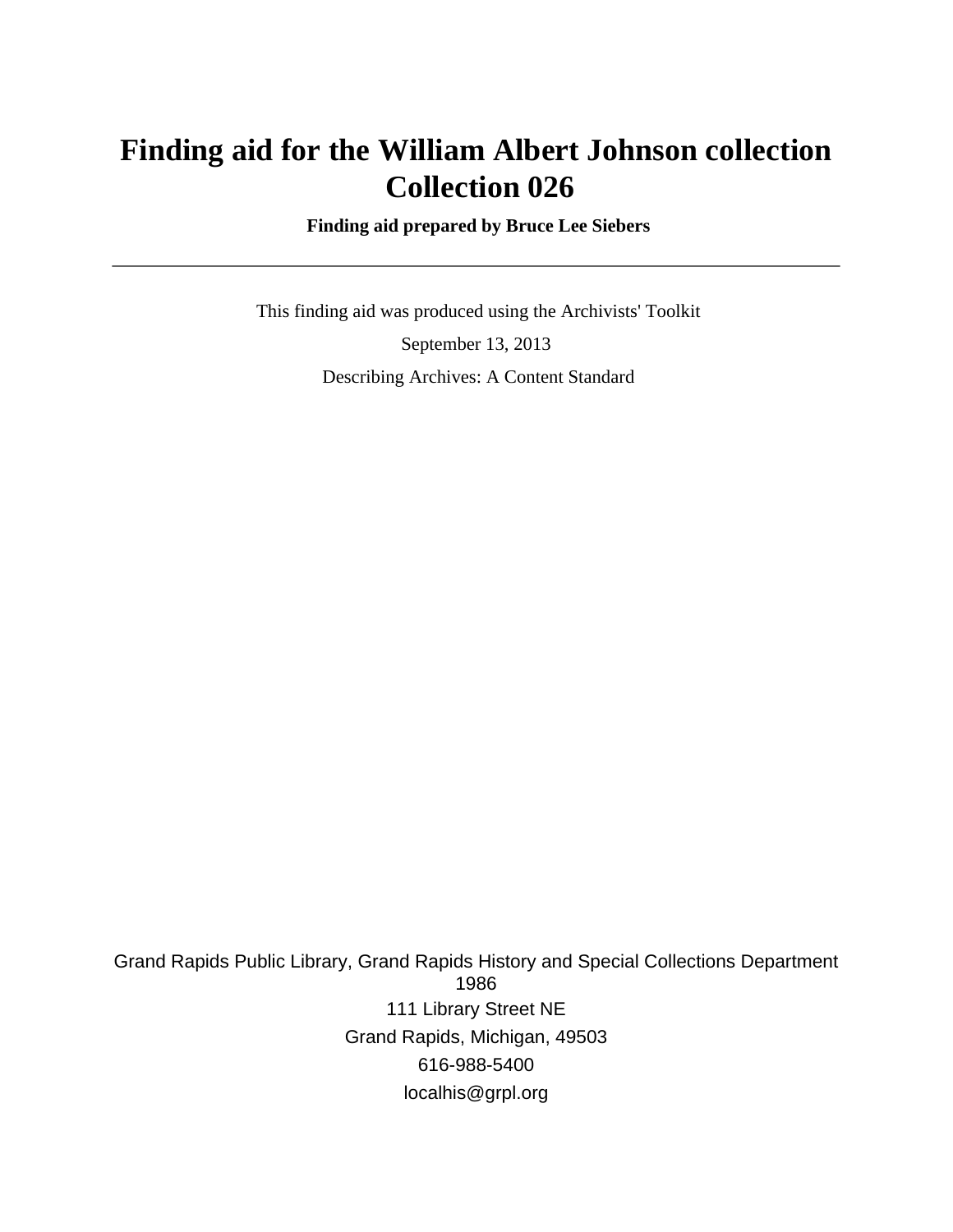# Finding aid for the William Albert Johnson collection Collection 026

**Finding aid prepared by Bruce Lee Siebers**

---

This finding aid was produced using the Archivists' Toolkit

September 13, 2013

Describing Archives: A Content Standard

Grand Rapids Public Library, Grand Rapids History and Special Collections Department
1986

111 Library Street NE

Grand Rapids, Michigan, 49503

616-988-5400

localhis@grpl.org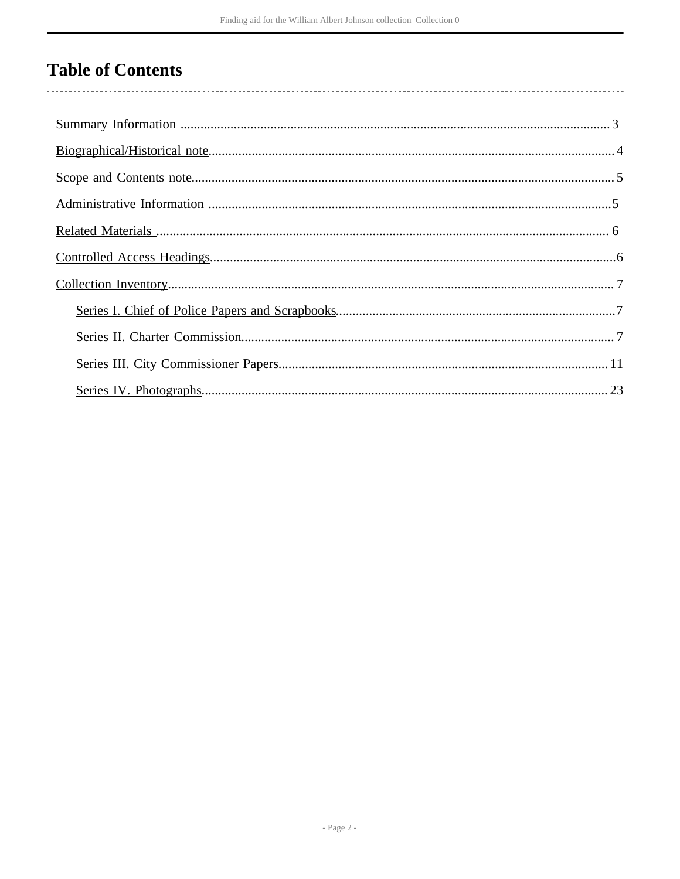# Table of Contents

- Summary Information ... 3
- Biographical/Historical note ... 4
- Scope and Contents note ... 5
- Administrative Information ... 5
- Related Materials ... 6
- Controlled Access Headings ... 6
- Collection Inventory ... 7
  - Series I. Chief of Police Papers and Scrapbooks ... 7
  - Series II. Charter Commission ... 7
  - Series III. City Commissioner Papers ... 11
  - Series IV. Photographs ... 23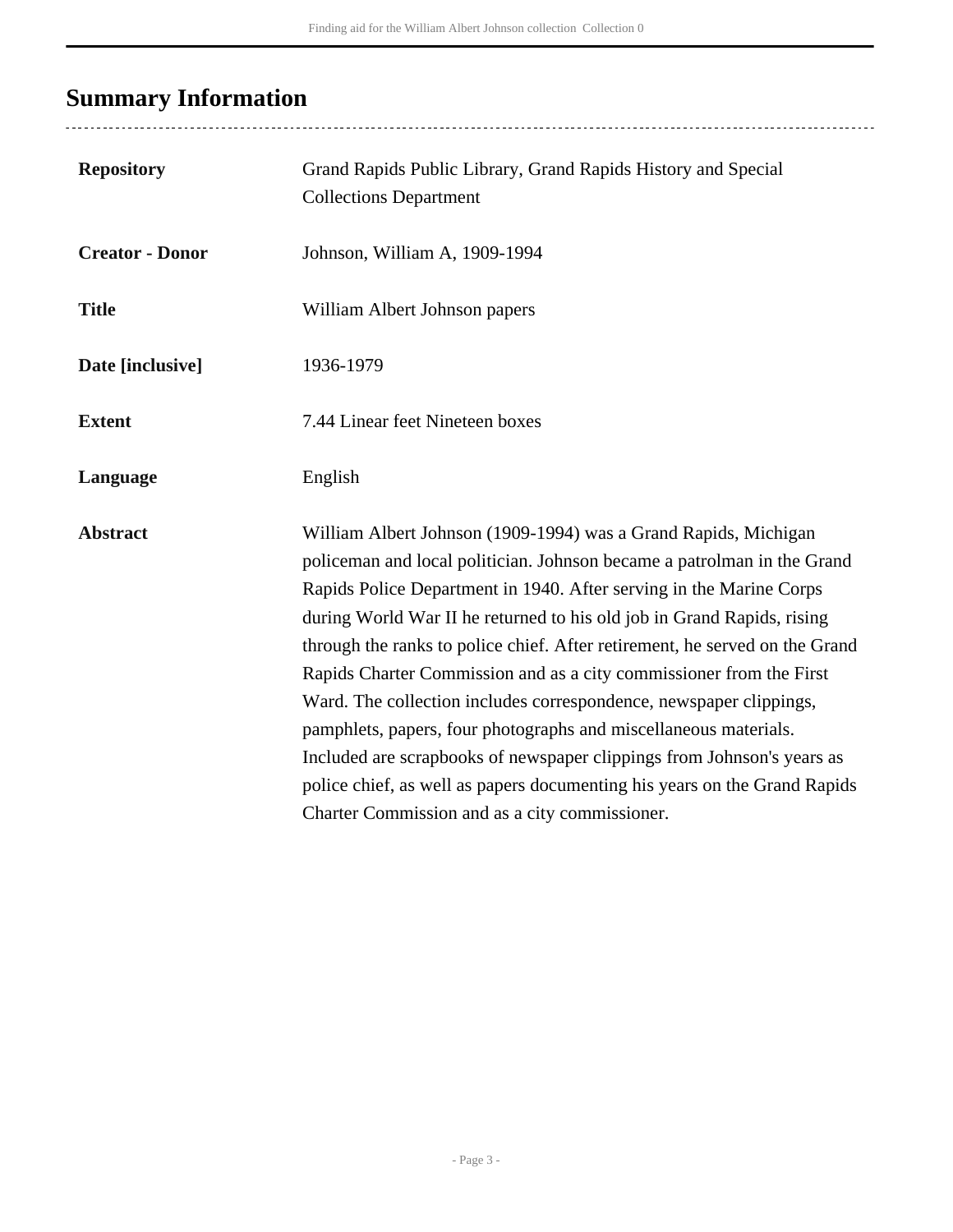## Summary Information

| | |
|---|---|
| **Repository** | Grand Rapids Public Library, Grand Rapids History and Special Collections Department |
| **Creator - Donor** | Johnson, William A, 1909-1994 |
| **Title** | William Albert Johnson papers |
| **Date [inclusive]** | 1936-1979 |
| **Extent** | 7.44 Linear feet Nineteen boxes |
| **Language** | English |
| **Abstract** | William Albert Johnson (1909-1994) was a Grand Rapids, Michigan policeman and local politician. Johnson became a patrolman in the Grand Rapids Police Department in 1940. After serving in the Marine Corps during World War II he returned to his old job in Grand Rapids, rising through the ranks to police chief. After retirement, he served on the Grand Rapids Charter Commission and as a city commissioner from the First Ward. The collection includes correspondence, newspaper clippings, pamphlets, papers, four photographs and miscellaneous materials. Included are scrapbooks of newspaper clippings from Johnson's years as police chief, as well as papers documenting his years on the Grand Rapids Charter Commission and as a city commissioner. |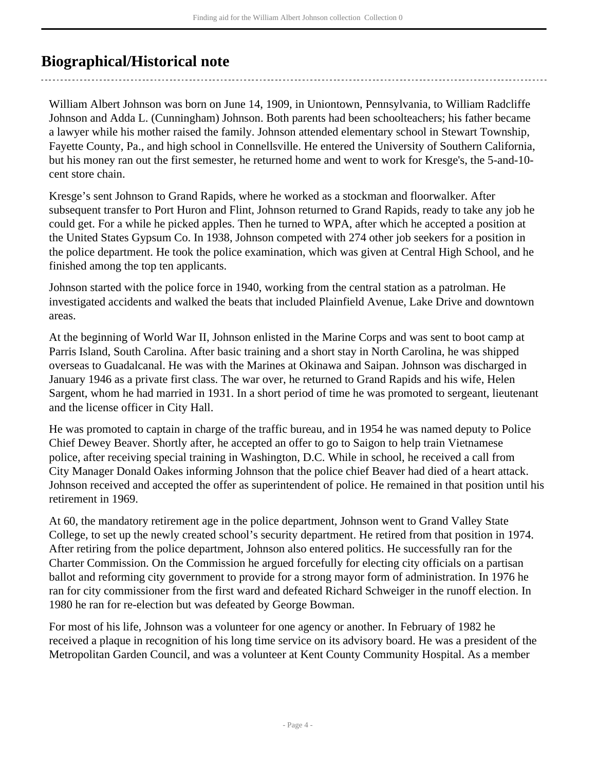## Biographical/Historical note

William Albert Johnson was born on June 14, 1909, in Uniontown, Pennsylvania, to William Radcliffe Johnson and Adda L. (Cunningham) Johnson. Both parents had been schoolteachers; his father became a lawyer while his mother raised the family. Johnson attended elementary school in Stewart Township, Fayette County, Pa., and high school in Connellsville. He entered the University of Southern California, but his money ran out the first semester, he returned home and went to work for Kresge's, the 5-and-10-cent store chain.

Kresge's sent Johnson to Grand Rapids, where he worked as a stockman and floorwalker. After subsequent transfer to Port Huron and Flint, Johnson returned to Grand Rapids, ready to take any job he could get. For a while he picked apples. Then he turned to WPA, after which he accepted a position at the United States Gypsum Co. In 1938, Johnson competed with 274 other job seekers for a position in the police department. He took the police examination, which was given at Central High School, and he finished among the top ten applicants.

Johnson started with the police force in 1940, working from the central station as a patrolman. He investigated accidents and walked the beats that included Plainfield Avenue, Lake Drive and downtown areas.

At the beginning of World War II, Johnson enlisted in the Marine Corps and was sent to boot camp at Parris Island, South Carolina. After basic training and a short stay in North Carolina, he was shipped overseas to Guadalcanal. He was with the Marines at Okinawa and Saipan. Johnson was discharged in January 1946 as a private first class. The war over, he returned to Grand Rapids and his wife, Helen Sargent, whom he had married in 1931. In a short period of time he was promoted to sergeant, lieutenant and the license officer in City Hall.

He was promoted to captain in charge of the traffic bureau, and in 1954 he was named deputy to Police Chief Dewey Beaver. Shortly after, he accepted an offer to go to Saigon to help train Vietnamese police, after receiving special training in Washington, D.C. While in school, he received a call from City Manager Donald Oakes informing Johnson that the police chief Beaver had died of a heart attack. Johnson received and accepted the offer as superintendent of police. He remained in that position until his retirement in 1969.

At 60, the mandatory retirement age in the police department, Johnson went to Grand Valley State College, to set up the newly created school's security department. He retired from that position in 1974. After retiring from the police department, Johnson also entered politics. He successfully ran for the Charter Commission. On the Commission he argued forcefully for electing city officials on a partisan ballot and reforming city government to provide for a strong mayor form of administration. In 1976 he ran for city commissioner from the first ward and defeated Richard Schweiger in the runoff election. In 1980 he ran for re-election but was defeated by George Bowman.

For most of his life, Johnson was a volunteer for one agency or another. In February of 1982 he received a plaque in recognition of his long time service on its advisory board. He was a president of the Metropolitan Garden Council, and was a volunteer at Kent County Community Hospital. As a member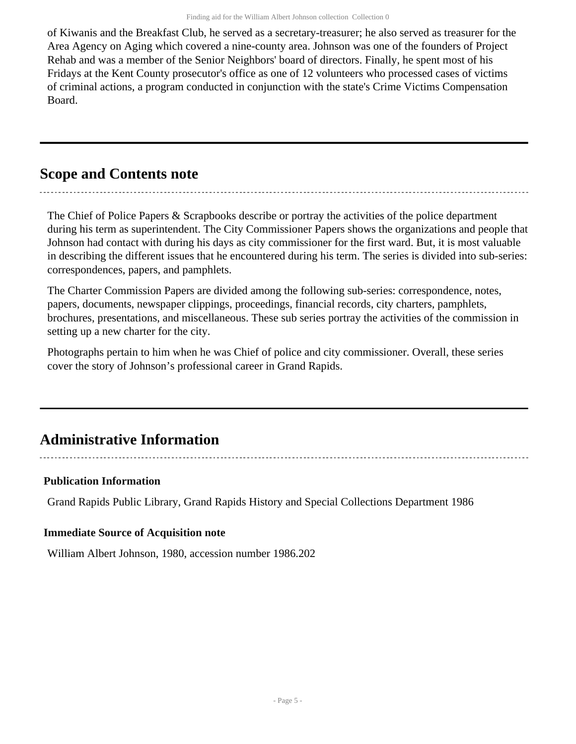of Kiwanis and the Breakfast Club, he served as a secretary-treasurer; he also served as treasurer for the Area Agency on Aging which covered a nine-county area. Johnson was one of the founders of Project Rehab and was a member of the Senior Neighbors' board of directors. Finally, he spent most of his Fridays at the Kent County prosecutor's office as one of 12 volunteers who processed cases of victims of criminal actions, a program conducted in conjunction with the state's Crime Victims Compensation Board.

## Scope and Contents note

The Chief of Police Papers & Scrapbooks describe or portray the activities of the police department during his term as superintendent. The City Commissioner Papers shows the organizations and people that Johnson had contact with during his days as city commissioner for the first ward. But, it is most valuable in describing the different issues that he encountered during his term. The series is divided into sub-series: correspondences, papers, and pamphlets.

The Charter Commission Papers are divided among the following sub-series: correspondence, notes, papers, documents, newspaper clippings, proceedings, financial records, city charters, pamphlets, brochures, presentations, and miscellaneous. These sub series portray the activities of the commission in setting up a new charter for the city.

Photographs pertain to him when he was Chief of police and city commissioner. Overall, these series cover the story of Johnson's professional career in Grand Rapids.

## Administrative Information

### Publication Information

Grand Rapids Public Library, Grand Rapids History and Special Collections Department 1986

### Immediate Source of Acquisition note

William Albert Johnson, 1980, accession number 1986.202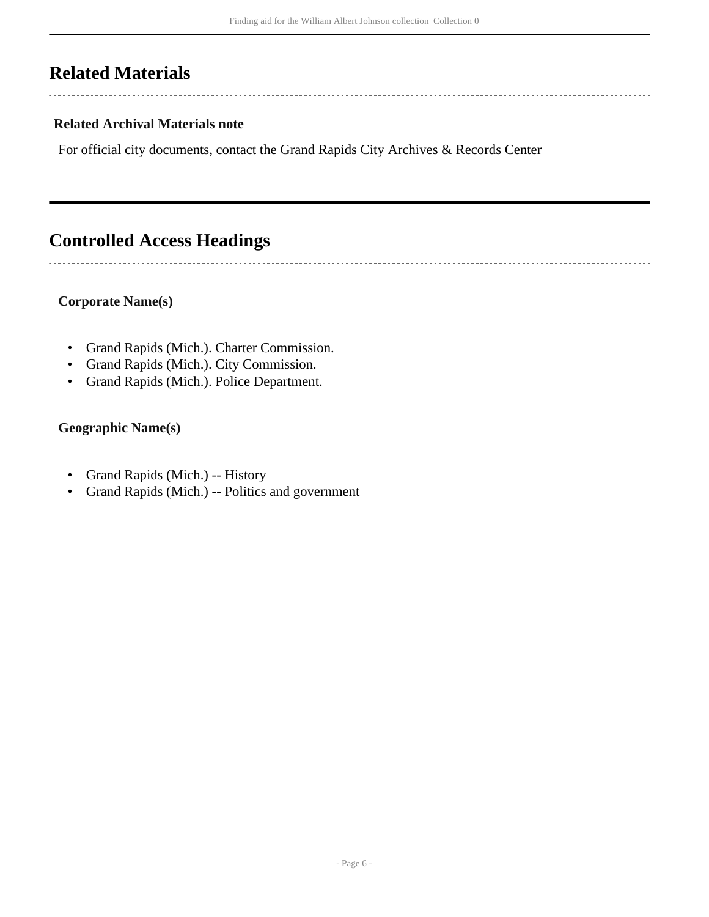## Related Materials

### Related Archival Materials note

For official city documents, contact the Grand Rapids City Archives & Records Center

## Controlled Access Headings

### Corporate Name(s)

- Grand Rapids (Mich.). Charter Commission.
- Grand Rapids (Mich.). City Commission.
- Grand Rapids (Mich.). Police Department.

### Geographic Name(s)

- Grand Rapids (Mich.) -- History
- Grand Rapids (Mich.) -- Politics and government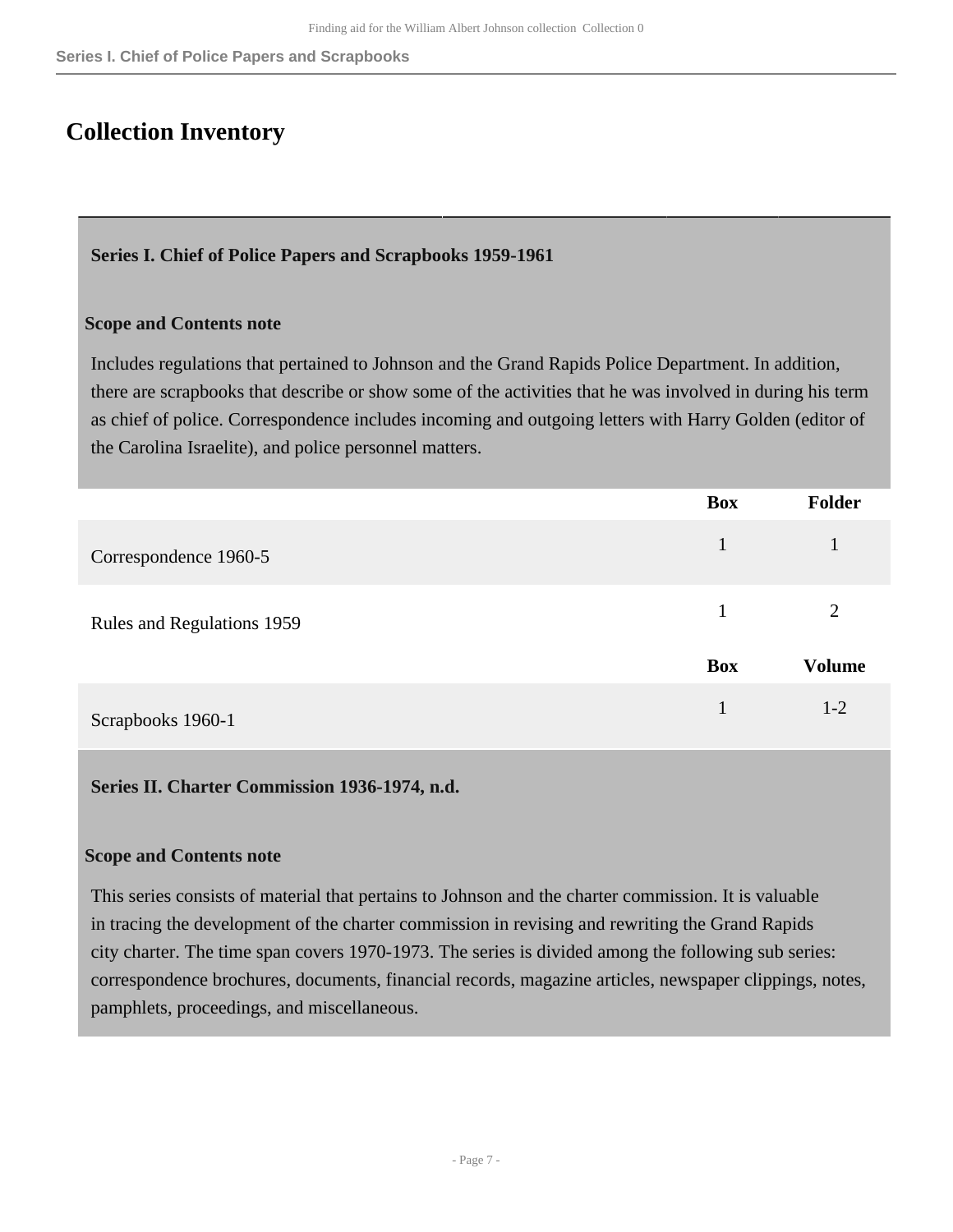# Collection Inventory

**Series I. Chief of Police Papers and Scrapbooks 1959-1961**

**Scope and Contents note**

Includes regulations that pertained to Johnson and the Grand Rapids Police Department. In addition, there are scrapbooks that describe or show some of the activities that he was involved in during his term as chief of police. Correspondence includes incoming and outgoing letters with Harry Golden (editor of the Carolina Israelite), and police personnel matters.

| | Box | Folder |
| --- | --- | --- |
| Correspondence 1960-5 | 1 | 1 |
| Rules and Regulations 1959 | 1 | 2 |

| | Box | Volume |
| --- | --- | --- |
| Scrapbooks 1960-1 | 1 | 1-2 |

**Series II. Charter Commission 1936-1974, n.d.**

**Scope and Contents note**

This series consists of material that pertains to Johnson and the charter commission. It is valuable in tracing the development of the charter commission in revising and rewriting the Grand Rapids city charter. The time span covers 1970-1973. The series is divided among the following sub series: correspondence brochures, documents, financial records, magazine articles, newspaper clippings, notes, pamphlets, proceedings, and miscellaneous.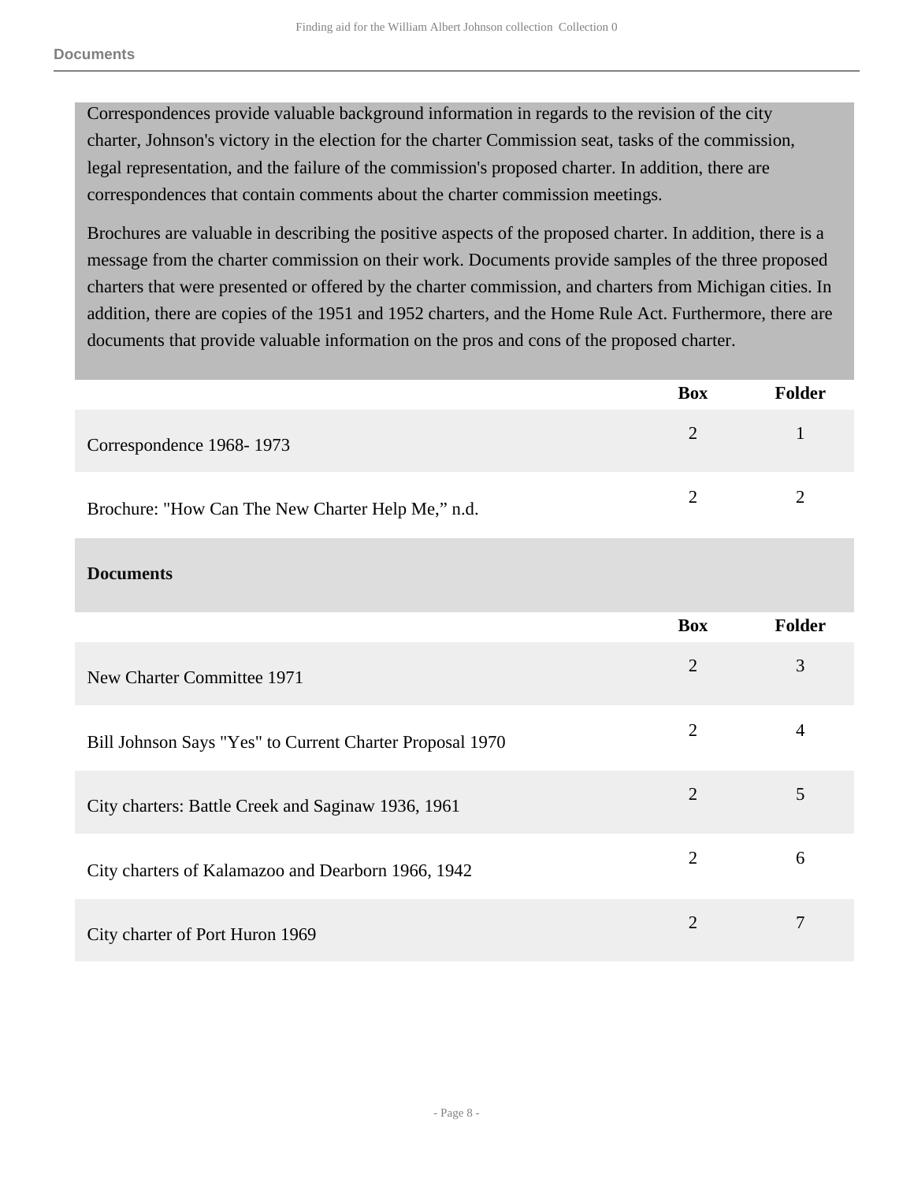Correspondences provide valuable background information in regards to the revision of the city charter, Johnson's victory in the election for the charter Commission seat, tasks of the commission, legal representation, and the failure of the commission's proposed charter. In addition, there are correspondences that contain comments about the charter commission meetings.

Brochures are valuable in describing the positive aspects of the proposed charter. In addition, there is a message from the charter commission on their work. Documents provide samples of the three proposed charters that were presented or offered by the charter commission, and charters from Michigan cities. In addition, there are copies of the 1951 and 1952 charters, and the Home Rule Act. Furthermore, there are documents that provide valuable information on the pros and cons of the proposed charter.

| | Box | Folder |
|---|---|---|
| Correspondence 1968- 1973 | 2 | 1 |
| Brochure: "How Can The New Charter Help Me," n.d. | 2 | 2 |

**Documents**

| | Box | Folder |
|---|---|---|
| New Charter Committee 1971 | 2 | 3 |
| Bill Johnson Says "Yes" to Current Charter Proposal 1970 | 2 | 4 |
| City charters: Battle Creek and Saginaw 1936, 1961 | 2 | 5 |
| City charters of Kalamazoo and Dearborn 1966, 1942 | 2 | 6 |
| City charter of Port Huron 1969 | 2 | 7 |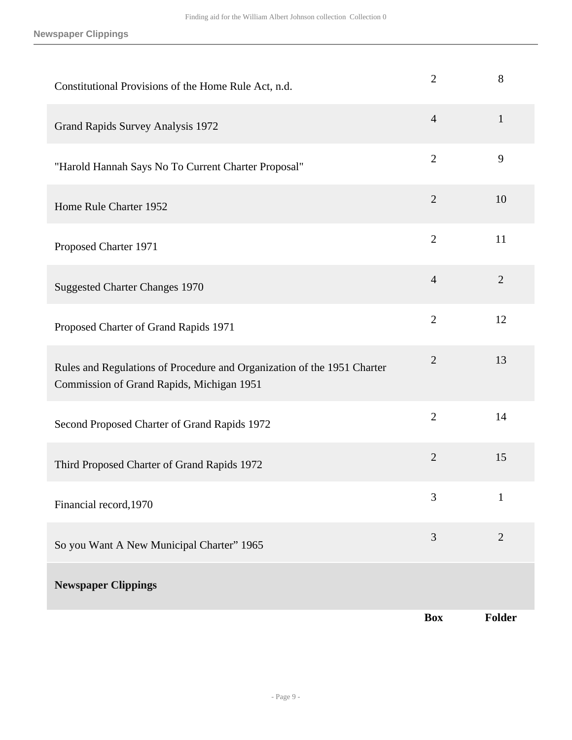| | Box | Folder |
|---|---|---|
| Constitutional Provisions of the Home Rule Act, n.d. | 2 | 8 |
| Grand Rapids Survey Analysis 1972 | 4 | 1 |
| "Harold Hannah Says No To Current Charter Proposal" | 2 | 9 |
| Home Rule Charter 1952 | 2 | 10 |
| Proposed Charter 1971 | 2 | 11 |
| Suggested Charter Changes 1970 | 4 | 2 |
| Proposed Charter of Grand Rapids 1971 | 2 | 12 |
| Rules and Regulations of Procedure and Organization of the 1951 Charter Commission of Grand Rapids, Michigan 1951 | 2 | 13 |
| Second Proposed Charter of Grand Rapids 1972 | 2 | 14 |
| Third Proposed Charter of Grand Rapids 1972 | 2 | 15 |
| Financial record,1970 | 3 | 1 |
| So you Want A New Municipal Charter" 1965 | 3 | 2 |

**Newspaper Clippings**

| | Box | Folder |
|---|---|---|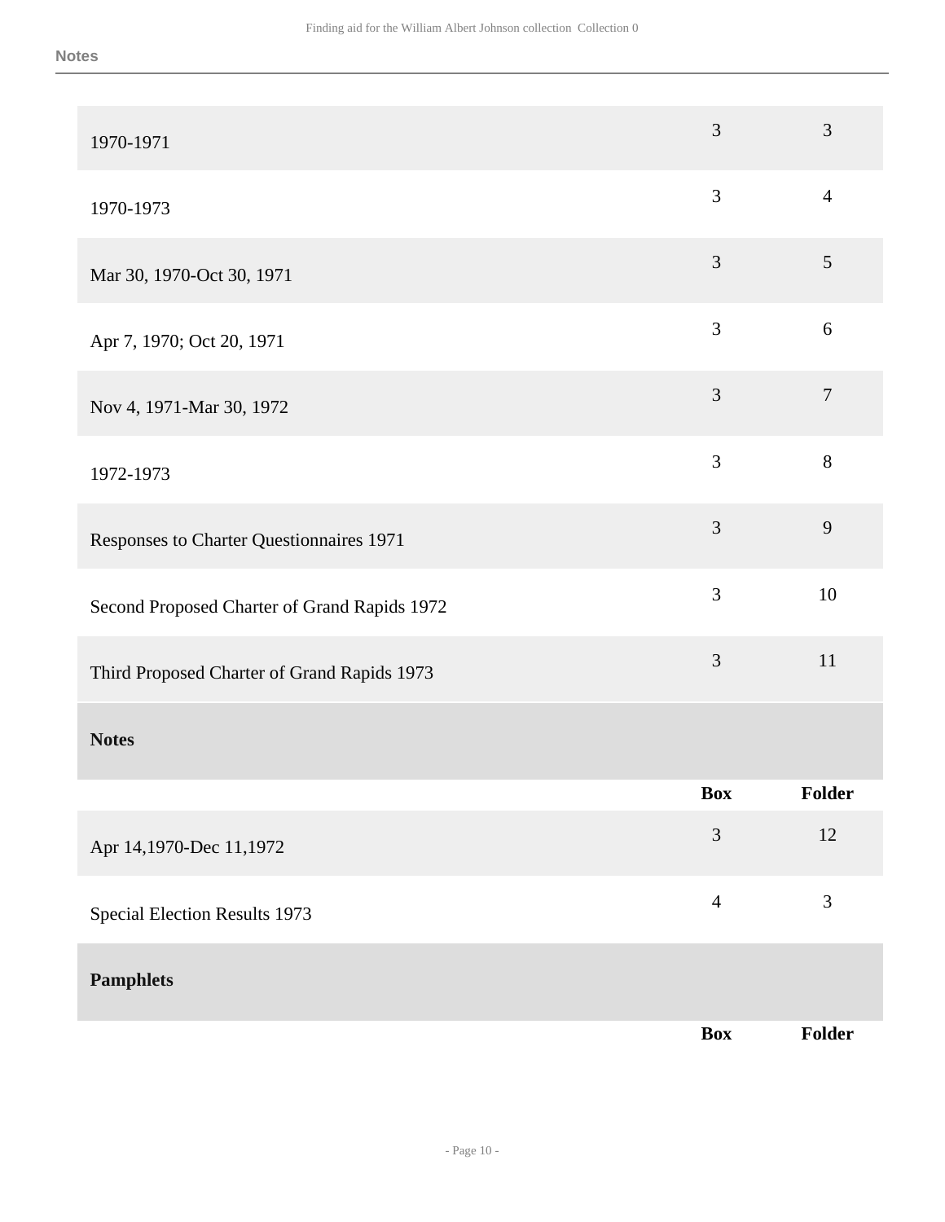| | Box | Folder |
|---|---|---|
| 1970-1971 | 3 | 3 |
| 1970-1973 | 3 | 4 |
| Mar 30, 1970-Oct 30, 1971 | 3 | 5 |
| Apr 7, 1970; Oct 20, 1971 | 3 | 6 |
| Nov 4, 1971-Mar 30, 1972 | 3 | 7 |
| 1972-1973 | 3 | 8 |
| Responses to Charter Questionnaires 1971 | 3 | 9 |
| Second Proposed Charter of Grand Rapids 1972 | 3 | 10 |
| Third Proposed Charter of Grand Rapids 1973 | 3 | 11 |

**Notes**

| | Box | Folder |
|---|---|---|
| Apr 14,1970-Dec 11,1972 | 3 | 12 |
| Special Election Results 1973 | 4 | 3 |

**Pamphlets**

| | Box | Folder |
|---|---|---|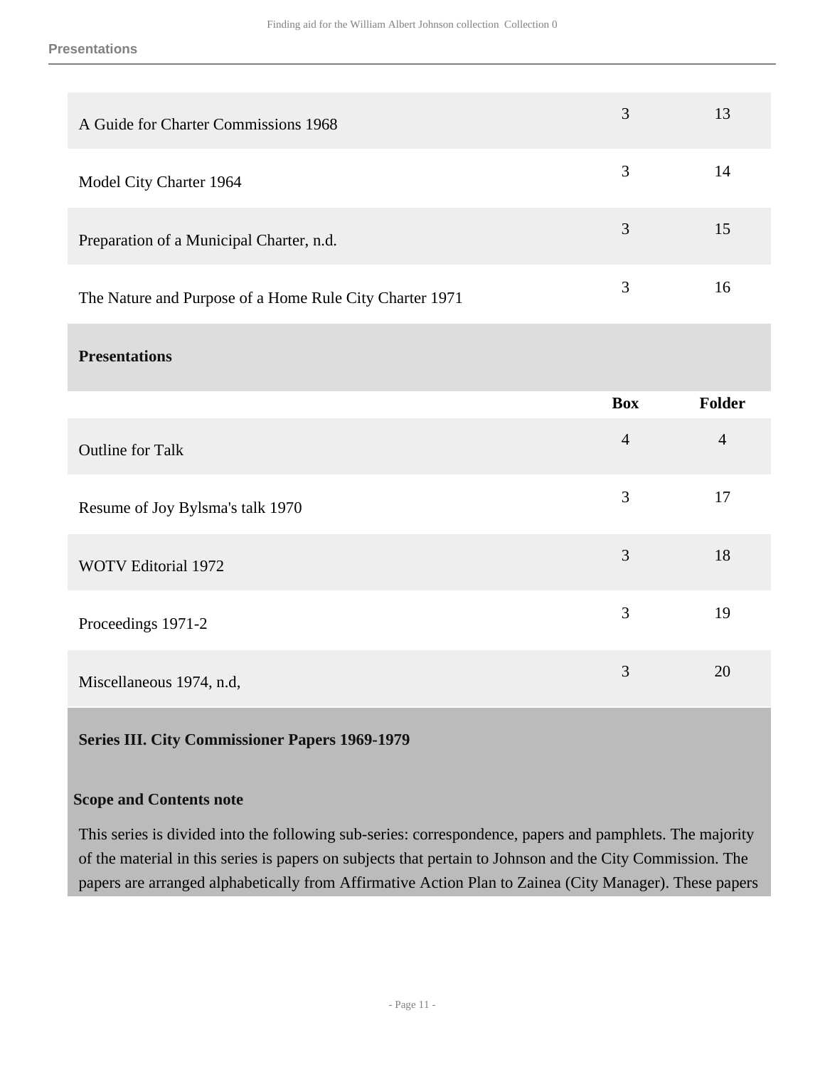| | Box | Folder |
|---|---|---|
| A Guide for Charter Commissions 1968 | 3 | 13 |
| Model City Charter 1964 | 3 | 14 |
| Preparation of a Municipal Charter, n.d. | 3 | 15 |
| The Nature and Purpose of a Home Rule City Charter 1971 | 3 | 16 |

**Presentations**

| | Box | Folder |
|---|---|---|
| Outline for Talk | 4 | 4 |
| Resume of Joy Bylsma's talk 1970 | 3 | 17 |
| WOTV Editorial 1972 | 3 | 18 |
| Proceedings 1971-2 | 3 | 19 |
| Miscellaneous 1974, n.d, | 3 | 20 |

## Series III. City Commissioner Papers 1969-1979

### Scope and Contents note

This series is divided into the following sub-series: correspondence, papers and pamphlets. The majority of the material in this series is papers on subjects that pertain to Johnson and the City Commission. The papers are arranged alphabetically from Affirmative Action Plan to Zainea (City Manager). These papers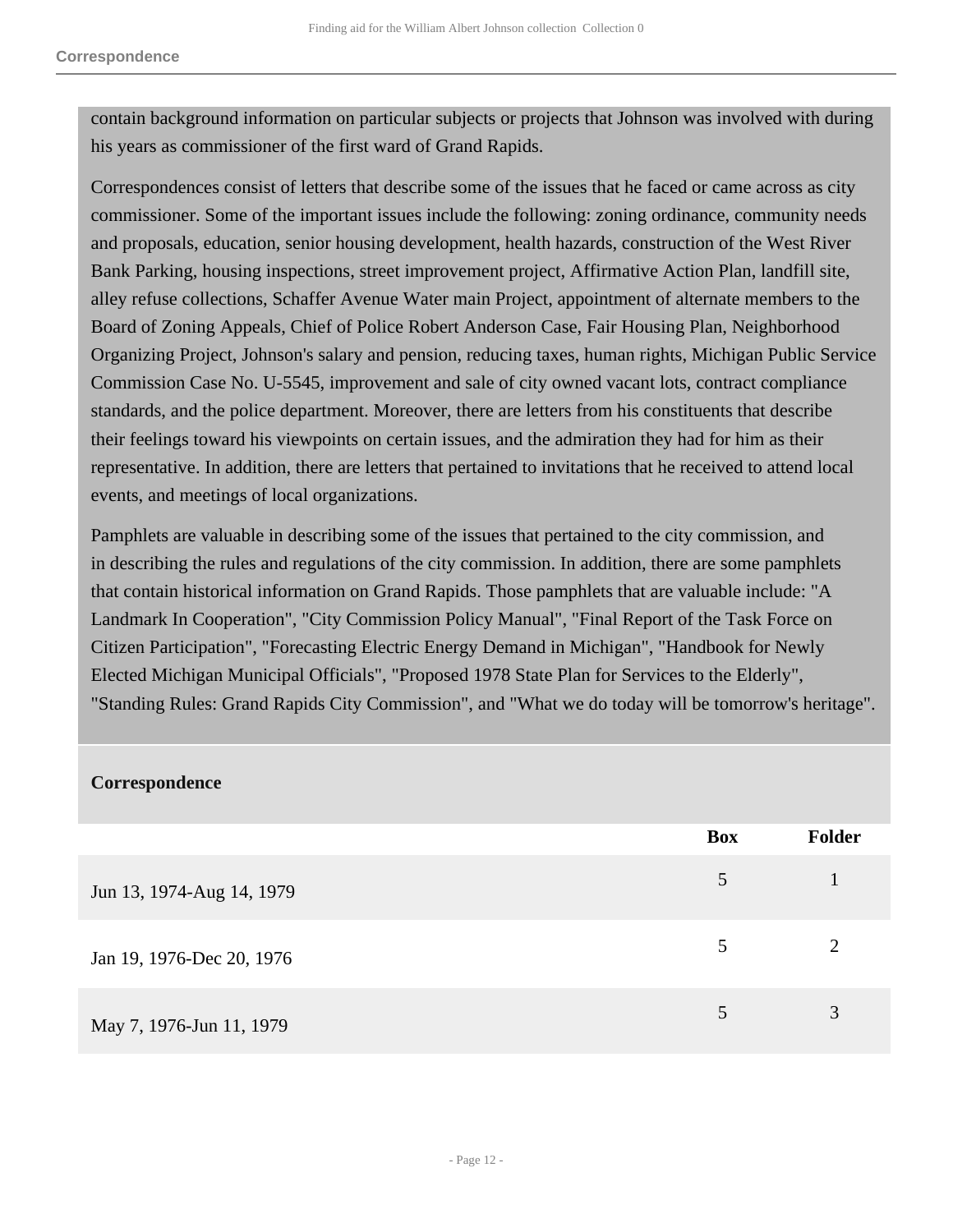contain background information on particular subjects or projects that Johnson was involved with during his years as commissioner of the first ward of Grand Rapids.

Correspondences consist of letters that describe some of the issues that he faced or came across as city commissioner. Some of the important issues include the following: zoning ordinance, community needs and proposals, education, senior housing development, health hazards, construction of the West River Bank Parking, housing inspections, street improvement project, Affirmative Action Plan, landfill site, alley refuse collections, Schaffer Avenue Water main Project, appointment of alternate members to the Board of Zoning Appeals, Chief of Police Robert Anderson Case, Fair Housing Plan, Neighborhood Organizing Project, Johnson's salary and pension, reducing taxes, human rights, Michigan Public Service Commission Case No. U-5545, improvement and sale of city owned vacant lots, contract compliance standards, and the police department. Moreover, there are letters from his constituents that describe their feelings toward his viewpoints on certain issues, and the admiration they had for him as their representative. In addition, there are letters that pertained to invitations that he received to attend local events, and meetings of local organizations.

Pamphlets are valuable in describing some of the issues that pertained to the city commission, and in describing the rules and regulations of the city commission. In addition, there are some pamphlets that contain historical information on Grand Rapids. Those pamphlets that are valuable include: "A Landmark In Cooperation", "City Commission Policy Manual", "Final Report of the Task Force on Citizen Participation", "Forecasting Electric Energy Demand in Michigan", "Handbook for Newly Elected Michigan Municipal Officials", "Proposed 1978 State Plan for Services to the Elderly", "Standing Rules: Grand Rapids City Commission", and "What we do today will be tomorrow's heritage".

### Correspondence

| | Box | Folder |
|---|---|---|
| Jun 13, 1974-Aug 14, 1979 | 5 | 1 |
| Jan 19, 1976-Dec 20, 1976 | 5 | 2 |
| May 7, 1976-Jun 11, 1979 | 5 | 3 |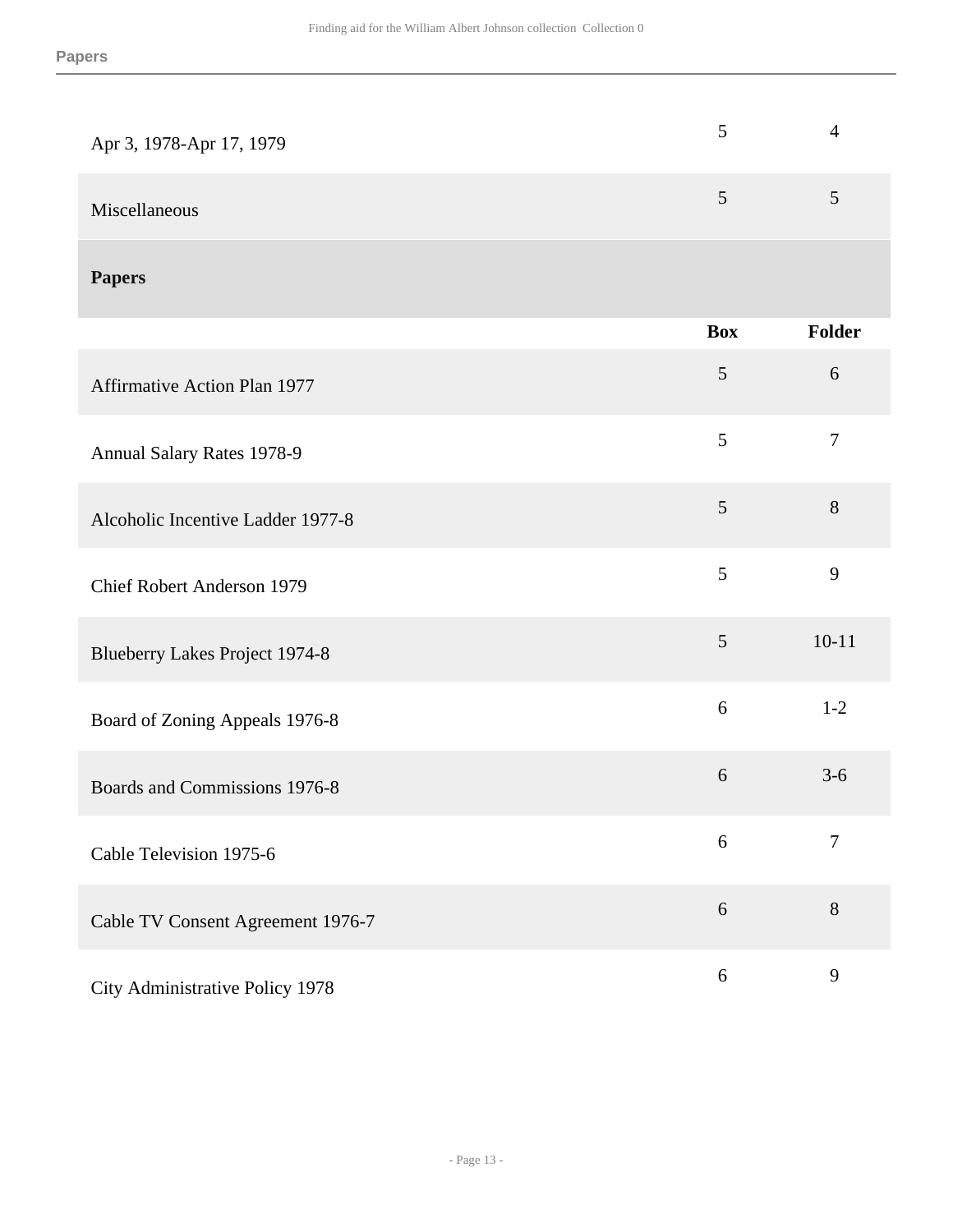| | | |
|---|---|---|
| Apr 3, 1978-Apr 17, 1979 | 5 | 4 |
| Miscellaneous | 5 | 5 |

## Papers

| | Box | Folder |
|---|---|---|
| Affirmative Action Plan 1977 | 5 | 6 |
| Annual Salary Rates 1978-9 | 5 | 7 |
| Alcoholic Incentive Ladder 1977-8 | 5 | 8 |
| Chief Robert Anderson 1979 | 5 | 9 |
| Blueberry Lakes Project 1974-8 | 5 | 10-11 |
| Board of Zoning Appeals 1976-8 | 6 | 1-2 |
| Boards and Commissions 1976-8 | 6 | 3-6 |
| Cable Television 1975-6 | 6 | 7 |
| Cable TV Consent Agreement 1976-7 | 6 | 8 |
| City Administrative Policy 1978 | 6 | 9 |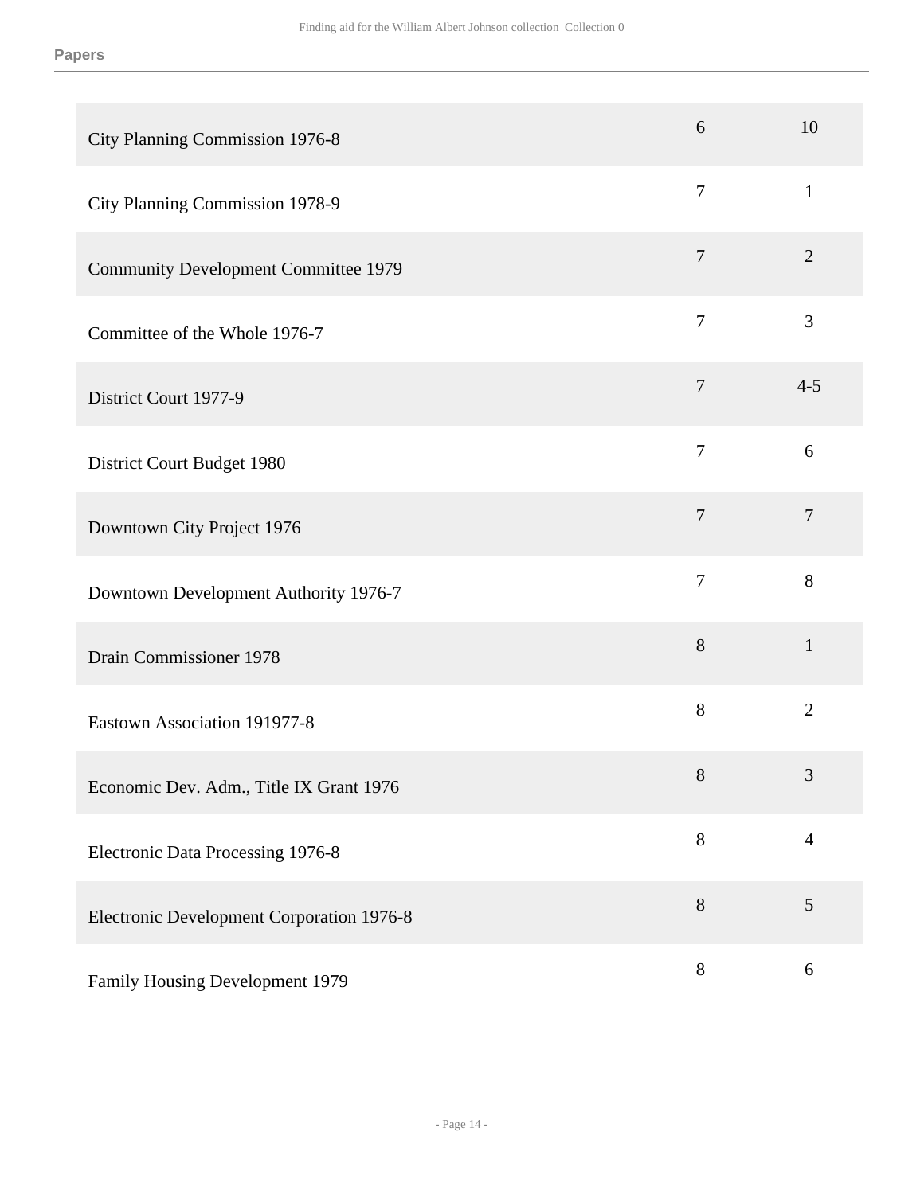| | | |
|---|---|---|
| City Planning Commission 1976-8 | 6 | 10 |
| City Planning Commission 1978-9 | 7 | 1 |
| Community Development Committee 1979 | 7 | 2 |
| Committee of the Whole 1976-7 | 7 | 3 |
| District Court 1977-9 | 7 | 4-5 |
| District Court Budget 1980 | 7 | 6 |
| Downtown City Project 1976 | 7 | 7 |
| Downtown Development Authority 1976-7 | 7 | 8 |
| Drain Commissioner 1978 | 8 | 1 |
| Eastown Association 191977-8 | 8 | 2 |
| Economic Dev. Adm., Title IX Grant 1976 | 8 | 3 |
| Electronic Data Processing 1976-8 | 8 | 4 |
| Electronic Development Corporation 1976-8 | 8 | 5 |
| Family Housing Development 1979 | 8 | 6 |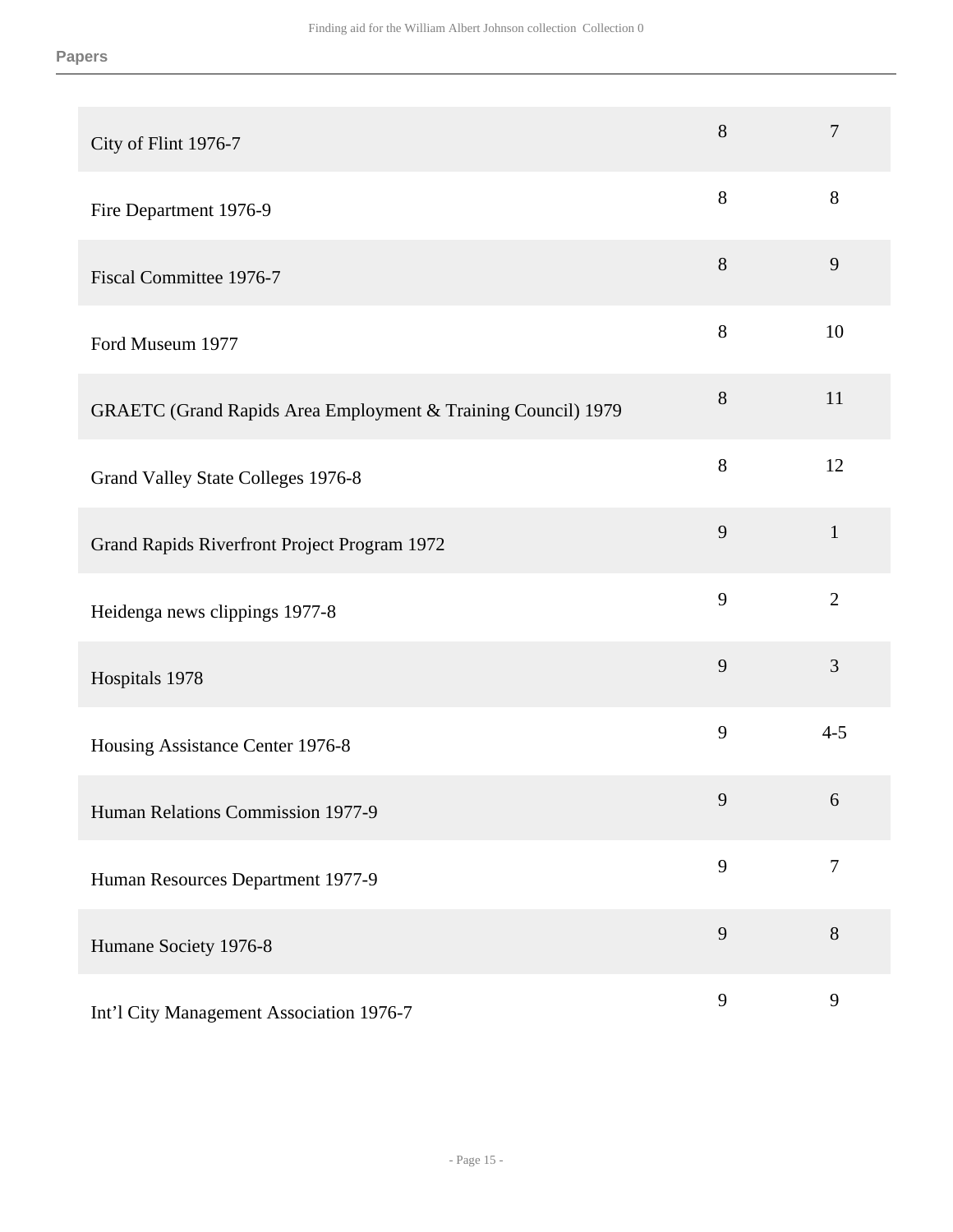**Papers**

| | | |
|---|---|---|
| City of Flint 1976-7 | 8 | 7 |
| Fire Department 1976-9 | 8 | 8 |
| Fiscal Committee 1976-7 | 8 | 9 |
| Ford Museum 1977 | 8 | 10 |
| GRAETC (Grand Rapids Area Employment & Training Council) 1979 | 8 | 11 |
| Grand Valley State Colleges 1976-8 | 8 | 12 |
| Grand Rapids Riverfront Project Program 1972 | 9 | 1 |
| Heidenga news clippings 1977-8 | 9 | 2 |
| Hospitals 1978 | 9 | 3 |
| Housing Assistance Center 1976-8 | 9 | 4-5 |
| Human Relations Commission 1977-9 | 9 | 6 |
| Human Resources Department 1977-9 | 9 | 7 |
| Humane Society 1976-8 | 9 | 8 |
| Int’l City Management Association 1976-7 | 9 | 9 |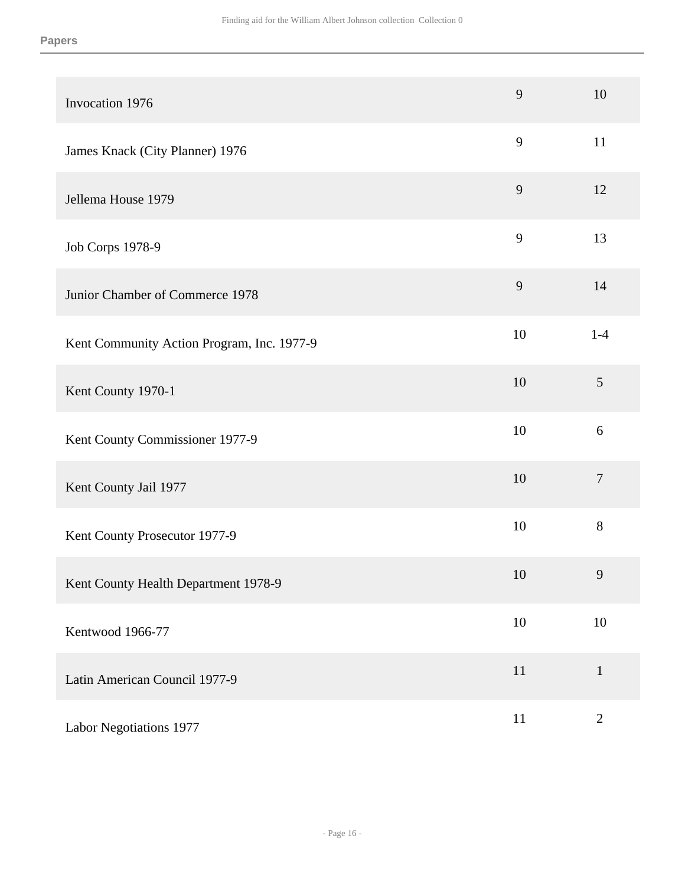| | | |
|---|---|---|
| Invocation 1976 | 9 | 10 |
| James Knack (City Planner) 1976 | 9 | 11 |
| Jellema House 1979 | 9 | 12 |
| Job Corps 1978-9 | 9 | 13 |
| Junior Chamber of Commerce 1978 | 9 | 14 |
| Kent Community Action Program, Inc. 1977-9 | 10 | 1-4 |
| Kent County 1970-1 | 10 | 5 |
| Kent County Commissioner 1977-9 | 10 | 6 |
| Kent County Jail 1977 | 10 | 7 |
| Kent County Prosecutor 1977-9 | 10 | 8 |
| Kent County Health Department 1978-9 | 10 | 9 |
| Kentwood 1966-77 | 10 | 10 |
| Latin American Council 1977-9 | 11 | 1 |
| Labor Negotiations 1977 | 11 | 2 |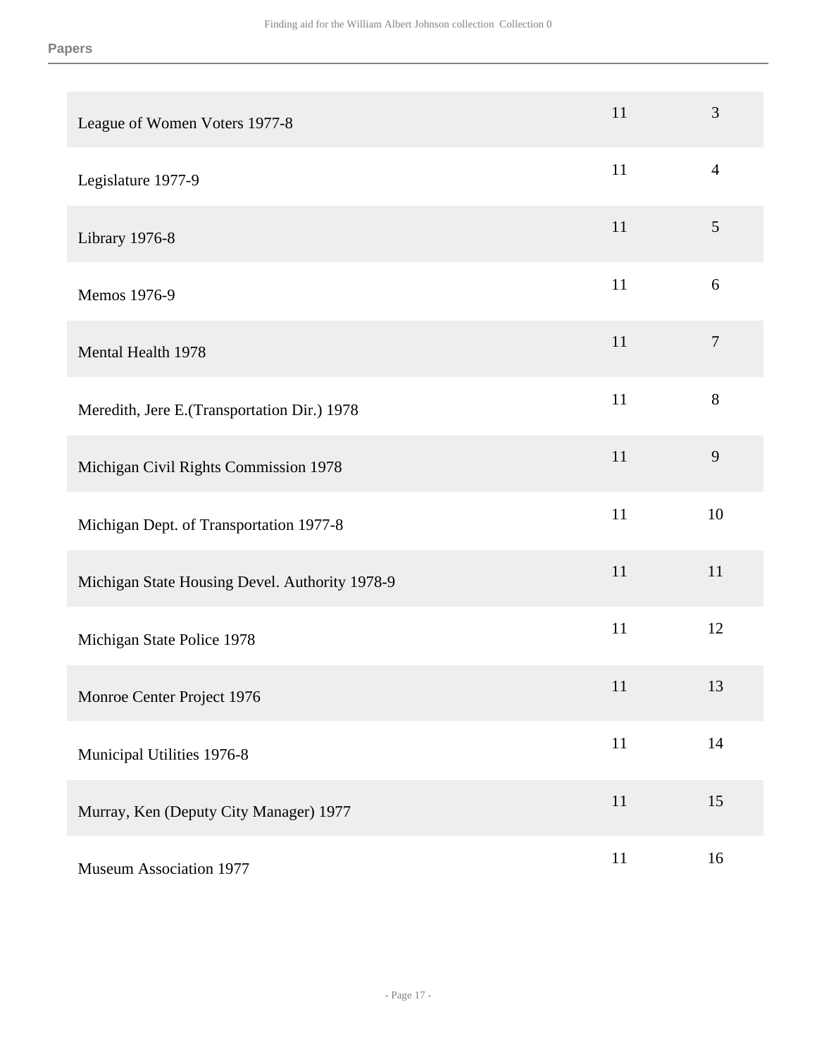**Papers**

| | | |
|---|---|---|
| League of Women Voters 1977-8 | 11 | 3 |
| Legislature 1977-9 | 11 | 4 |
| Library 1976-8 | 11 | 5 |
| Memos 1976-9 | 11 | 6 |
| Mental Health 1978 | 11 | 7 |
| Meredith, Jere E.(Transportation Dir.) 1978 | 11 | 8 |
| Michigan Civil Rights Commission 1978 | 11 | 9 |
| Michigan Dept. of Transportation 1977-8 | 11 | 10 |
| Michigan State Housing Devel. Authority 1978-9 | 11 | 11 |
| Michigan State Police 1978 | 11 | 12 |
| Monroe Center Project 1976 | 11 | 13 |
| Municipal Utilities 1976-8 | 11 | 14 |
| Murray, Ken (Deputy City Manager) 1977 | 11 | 15 |
| Museum Association 1977 | 11 | 16 |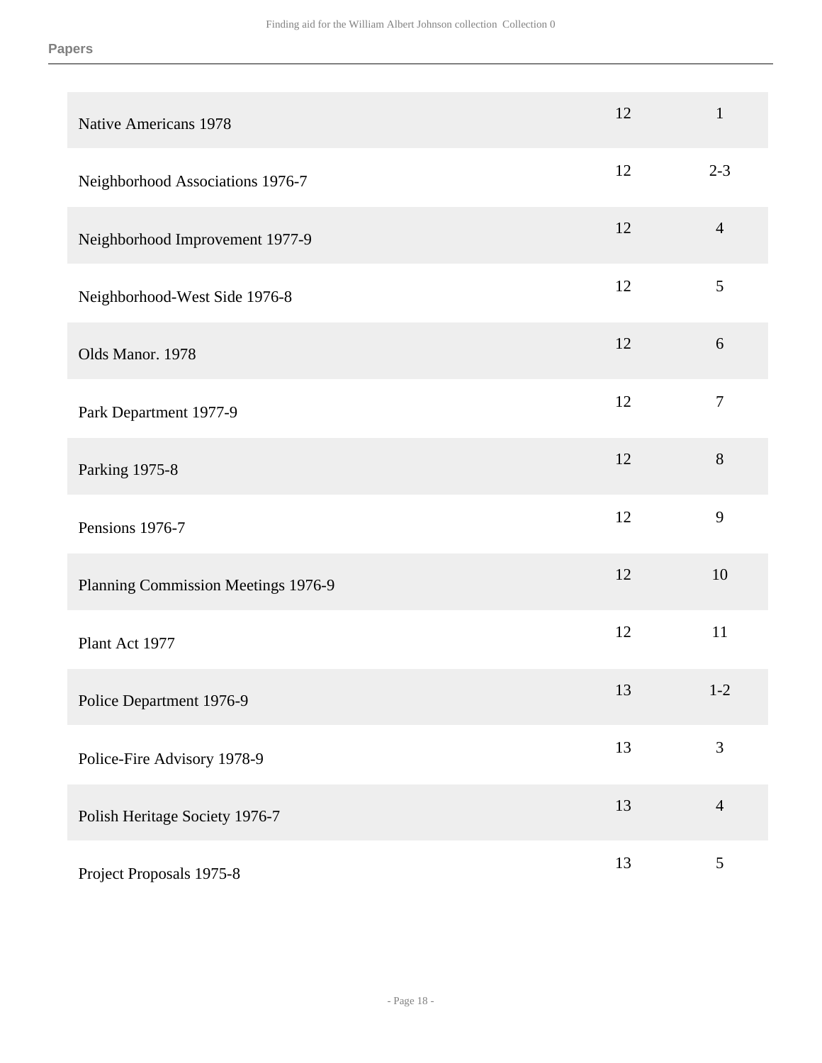**Papers**

| | | |
|---|---|---|
| Native Americans 1978 | 12 | 1 |
| Neighborhood Associations 1976-7 | 12 | 2-3 |
| Neighborhood Improvement 1977-9 | 12 | 4 |
| Neighborhood-West Side 1976-8 | 12 | 5 |
| Olds Manor. 1978 | 12 | 6 |
| Park Department 1977-9 | 12 | 7 |
| Parking 1975-8 | 12 | 8 |
| Pensions 1976-7 | 12 | 9 |
| Planning Commission Meetings 1976-9 | 12 | 10 |
| Plant Act 1977 | 12 | 11 |
| Police Department 1976-9 | 13 | 1-2 |
| Police-Fire Advisory 1978-9 | 13 | 3 |
| Polish Heritage Society 1976-7 | 13 | 4 |
| Project Proposals 1975-8 | 13 | 5 |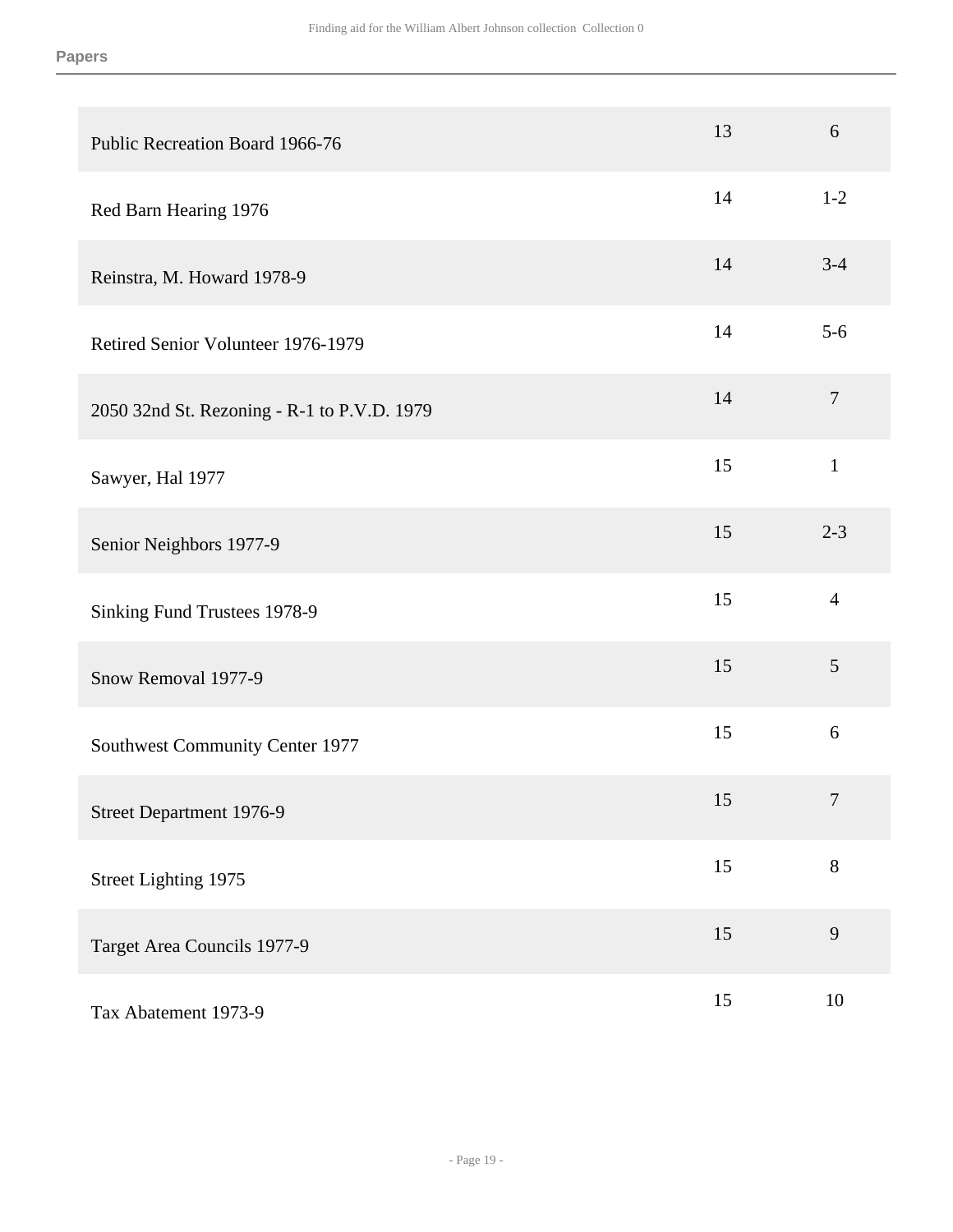| | | |
|---|---|---|
| Public Recreation Board 1966-76 | 13 | 6 |
| Red Barn Hearing 1976 | 14 | 1-2 |
| Reinstra, M. Howard 1978-9 | 14 | 3-4 |
| Retired Senior Volunteer 1976-1979 | 14 | 5-6 |
| 2050 32nd St. Rezoning - R-1 to P.V.D. 1979 | 14 | 7 |
| Sawyer, Hal 1977 | 15 | 1 |
| Senior Neighbors 1977-9 | 15 | 2-3 |
| Sinking Fund Trustees 1978-9 | 15 | 4 |
| Snow Removal 1977-9 | 15 | 5 |
| Southwest Community Center 1977 | 15 | 6 |
| Street Department 1976-9 | 15 | 7 |
| Street Lighting 1975 | 15 | 8 |
| Target Area Councils 1977-9 | 15 | 9 |
| Tax Abatement 1973-9 | 15 | 10 |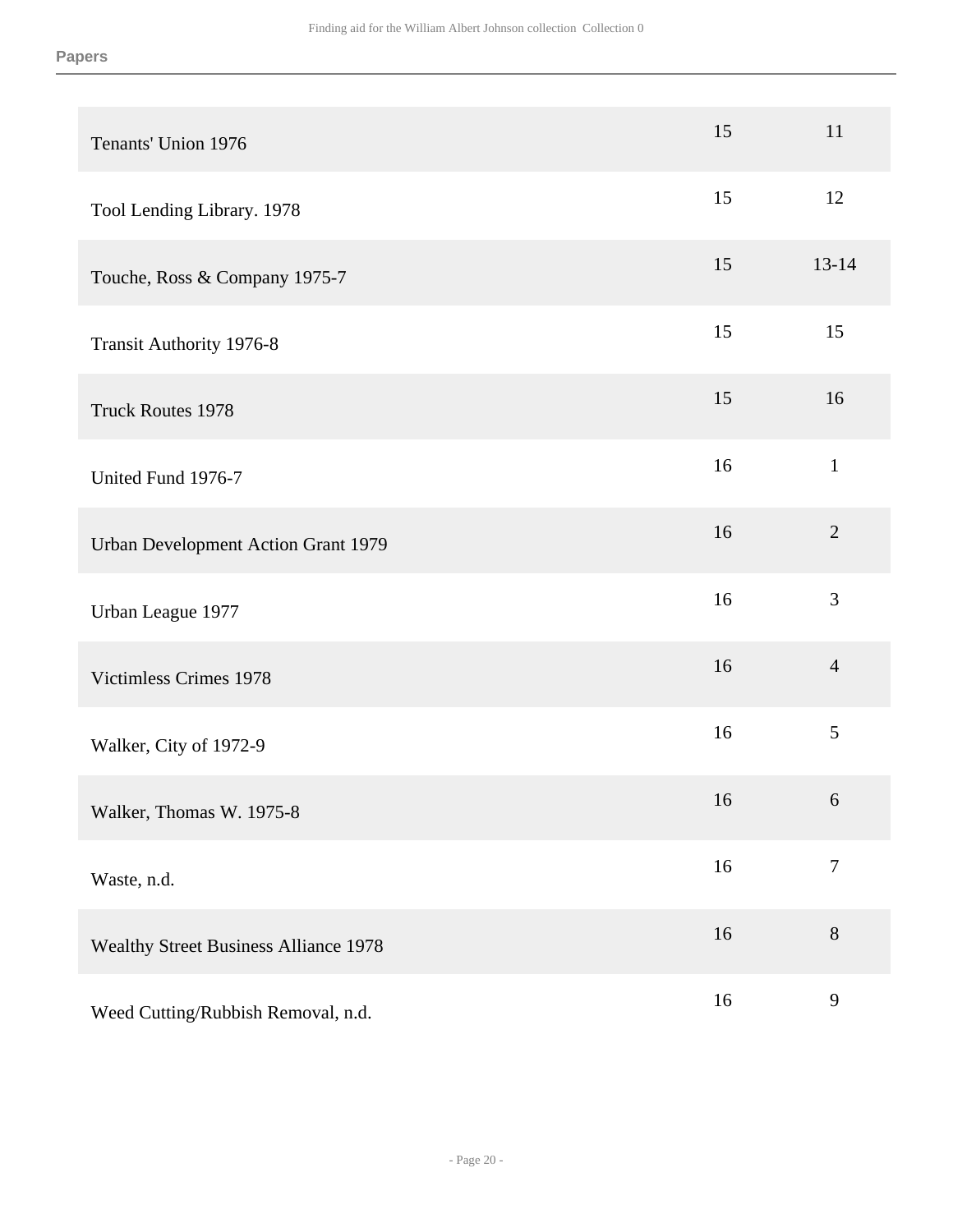| | | |
|---|---|---|
| Tenants' Union 1976 | 15 | 11 |
| Tool Lending Library. 1978 | 15 | 12 |
| Touche, Ross & Company 1975-7 | 15 | 13-14 |
| Transit Authority 1976-8 | 15 | 15 |
| Truck Routes 1978 | 15 | 16 |
| United Fund 1976-7 | 16 | 1 |
| Urban Development Action Grant 1979 | 16 | 2 |
| Urban League 1977 | 16 | 3 |
| Victimless Crimes 1978 | 16 | 4 |
| Walker, City of 1972-9 | 16 | 5 |
| Walker, Thomas W. 1975-8 | 16 | 6 |
| Waste, n.d. | 16 | 7 |
| Wealthy Street Business Alliance 1978 | 16 | 8 |
| Weed Cutting/Rubbish Removal, n.d. | 16 | 9 |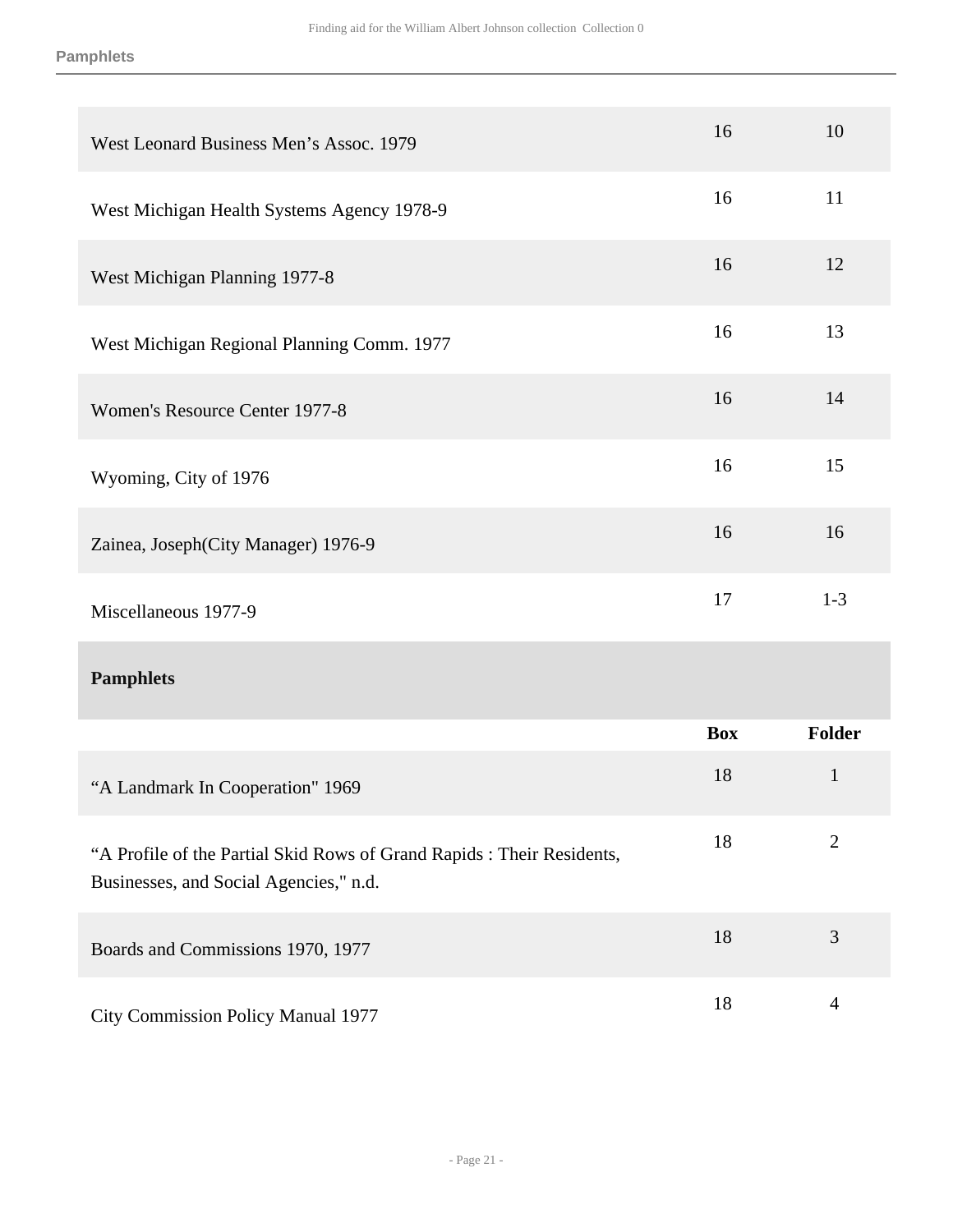| | Box | Folder |
| --- | --- | --- |
| West Leonard Business Men’s Assoc. 1979 | 16 | 10 |
| West Michigan Health Systems Agency 1978-9 | 16 | 11 |
| West Michigan Planning 1977-8 | 16 | 12 |
| West Michigan Regional Planning Comm. 1977 | 16 | 13 |
| Women's Resource Center 1977-8 | 16 | 14 |
| Wyoming, City of 1976 | 16 | 15 |
| Zainea, Joseph(City Manager) 1976-9 | 16 | 16 |
| Miscellaneous 1977-9 | 17 | 1-3 |

### Pamphlets

| | Box | Folder |
| --- | --- | --- |
| “A Landmark In Cooperation" 1969 | 18 | 1 |
| “A Profile of the Partial Skid Rows of Grand Rapids : Their Residents, Businesses, and Social Agencies," n.d. | 18 | 2 |
| Boards and Commissions 1970, 1977 | 18 | 3 |
| City Commission Policy Manual 1977 | 18 | 4 |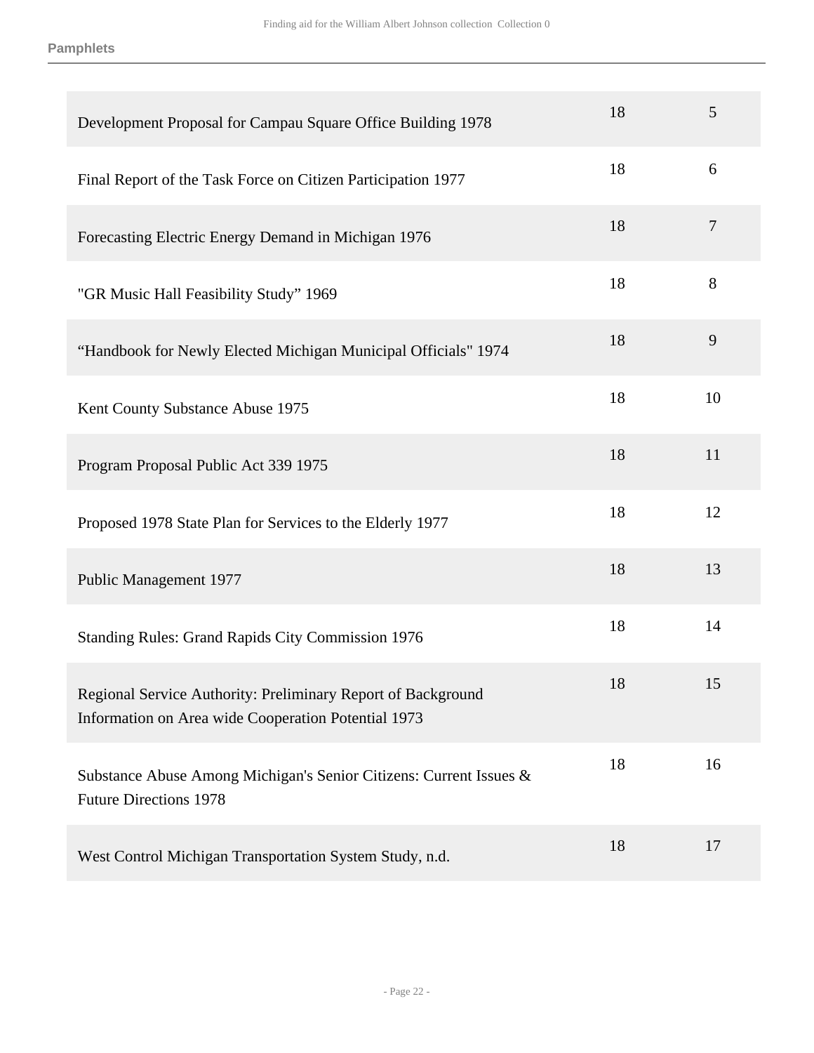**Pamphlets**

| | | |
|---|---|---|
| Development Proposal for Campau Square Office Building 1978 | 18 | 5 |
| Final Report of the Task Force on Citizen Participation 1977 | 18 | 6 |
| Forecasting Electric Energy Demand in Michigan 1976 | 18 | 7 |
| "GR Music Hall Feasibility Study” 1969 | 18 | 8 |
| “Handbook for Newly Elected Michigan Municipal Officials" 1974 | 18 | 9 |
| Kent County Substance Abuse 1975 | 18 | 10 |
| Program Proposal Public Act 339 1975 | 18 | 11 |
| Proposed 1978 State Plan for Services to the Elderly 1977 | 18 | 12 |
| Public Management 1977 | 18 | 13 |
| Standing Rules: Grand Rapids City Commission 1976 | 18 | 14 |
| Regional Service Authority: Preliminary Report of Background Information on Area wide Cooperation Potential 1973 | 18 | 15 |
| Substance Abuse Among Michigan's Senior Citizens: Current Issues & Future Directions 1978 | 18 | 16 |
| West Control Michigan Transportation System Study, n.d. | 18 | 17 |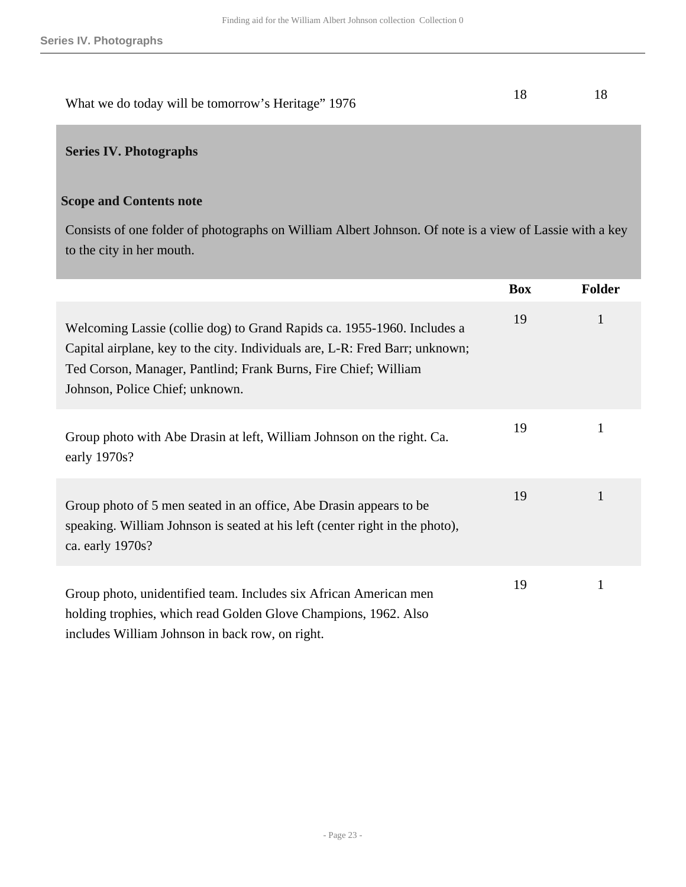| | Box | Folder |
|---|---|---|
| What we do today will be tomorrow's Heritage" 1976 | 18 | 18 |

## Series IV. Photographs

### Scope and Contents note

Consists of one folder of photographs on William Albert Johnson. Of note is a view of Lassie with a key to the city in her mouth.

| | Box | Folder |
|---|---|---|
| Welcoming Lassie (collie dog) to Grand Rapids ca. 1955-1960. Includes a Capital airplane, key to the city. Individuals are, L-R: Fred Barr; unknown; Ted Corson, Manager, Pantlind; Frank Burns, Fire Chief; William Johnson, Police Chief; unknown. | 19 | 1 |
| Group photo with Abe Drasin at left, William Johnson on the right. Ca. early 1970s? | 19 | 1 |
| Group photo of 5 men seated in an office, Abe Drasin appears to be speaking. William Johnson is seated at his left (center right in the photo), ca. early 1970s? | 19 | 1 |
| Group photo, unidentified team. Includes six African American men holding trophies, which read Golden Glove Champions, 1962. Also includes William Johnson in back row, on right. | 19 | 1 |